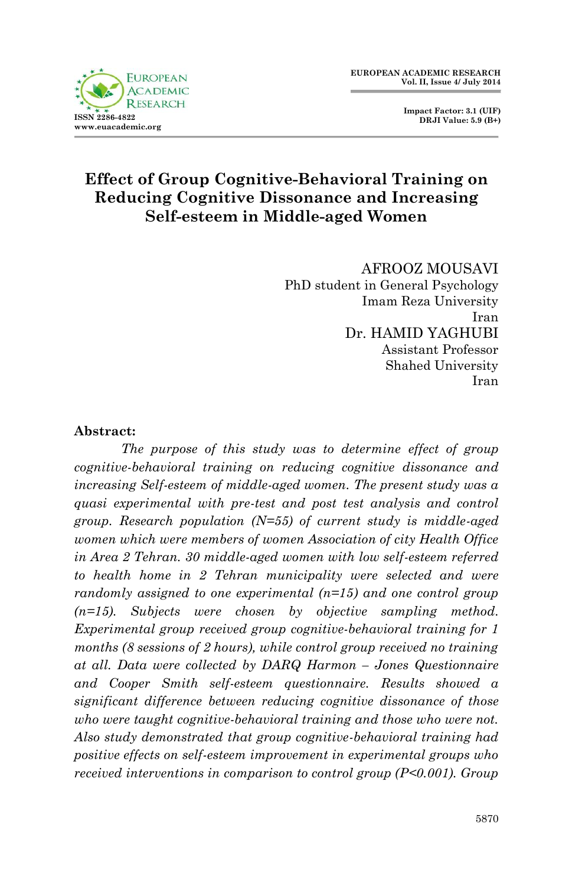# Effect of Group Cognitive-Behavioral Training on Reducing Cognitive Dissonance and Increasing Self-esteem in Middle-aged Women

AFROOZ MOUSAVI
PhD student in General Psychology
Imam Reza University
Iran

Dr. HAMID YAGHUBI
Assistant Professor
Shahed University
Iran

**Abstract:**

*The purpose of this study was to determine effect of group cognitive-behavioral training on reducing cognitive dissonance and increasing Self-esteem of middle-aged women. The present study was a quasi experimental with pre-test and post test analysis and control group. Research population (N=55) of current study is middle-aged women which were members of women Association of city Health Office in Area 2 Tehran. 30 middle-aged women with low self-esteem referred to health home in 2 Tehran municipality were selected and were randomly assigned to one experimental (n=15) and one control group (n=15). Subjects were chosen by objective sampling method. Experimental group received group cognitive-behavioral training for 1 months (8 sessions of 2 hours), while control group received no training at all. Data were collected by DARQ Harmon – Jones Questionnaire and Cooper Smith self-esteem questionnaire. Results showed a significant difference between reducing cognitive dissonance of those who were taught cognitive-behavioral training and those who were not. Also study demonstrated that group cognitive-behavioral training had positive effects on self-esteem improvement in experimental groups who received interventions in comparison to control group (P<0.001). Group*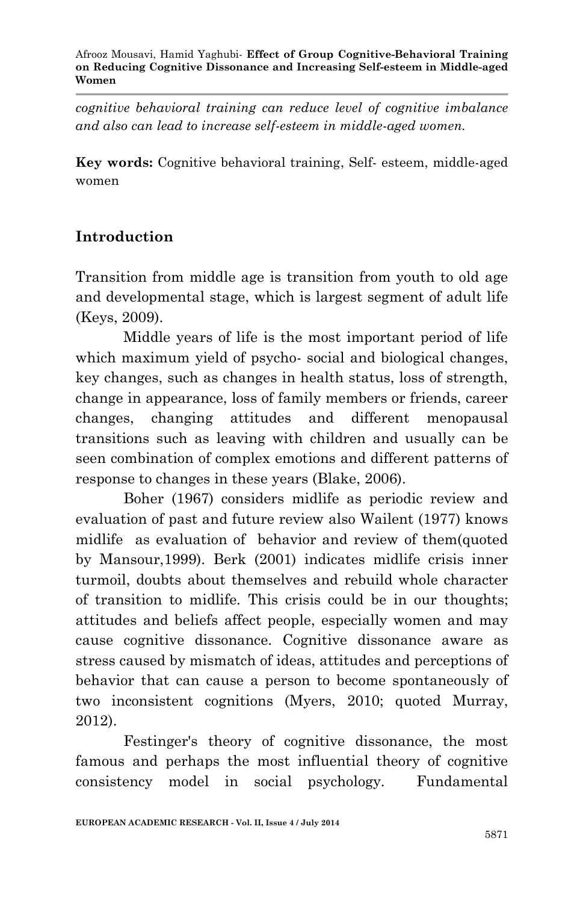*cognitive behavioral training can reduce level of cognitive imbalance and also can lead to increase self-esteem in middle-aged women.*

**Key words:** Cognitive behavioral training, Self- esteem, middle-aged women

## Introduction

Transition from middle age is transition from youth to old age and developmental stage, which is largest segment of adult life (Keys, 2009).

Middle years of life is the most important period of life which maximum yield of psycho- social and biological changes, key changes, such as changes in health status, loss of strength, change in appearance, loss of family members or friends, career changes, changing attitudes and different menopausal transitions such as leaving with children and usually can be seen combination of complex emotions and different patterns of response to changes in these years (Blake, 2006).

Boher (1967) considers midlife as periodic review and evaluation of past and future review also Wailent (1977) knows midlife as evaluation of behavior and review of them(quoted by Mansour,1999). Berk (2001) indicates midlife crisis inner turmoil, doubts about themselves and rebuild whole character of transition to midlife. This crisis could be in our thoughts; attitudes and beliefs affect people, especially women and may cause cognitive dissonance. Cognitive dissonance aware as stress caused by mismatch of ideas, attitudes and perceptions of behavior that can cause a person to become spontaneously of two inconsistent cognitions (Myers, 2010; quoted Murray, 2012).

Festinger's theory of cognitive dissonance, the most famous and perhaps the most influential theory of cognitive consistency model in social psychology. Fundamental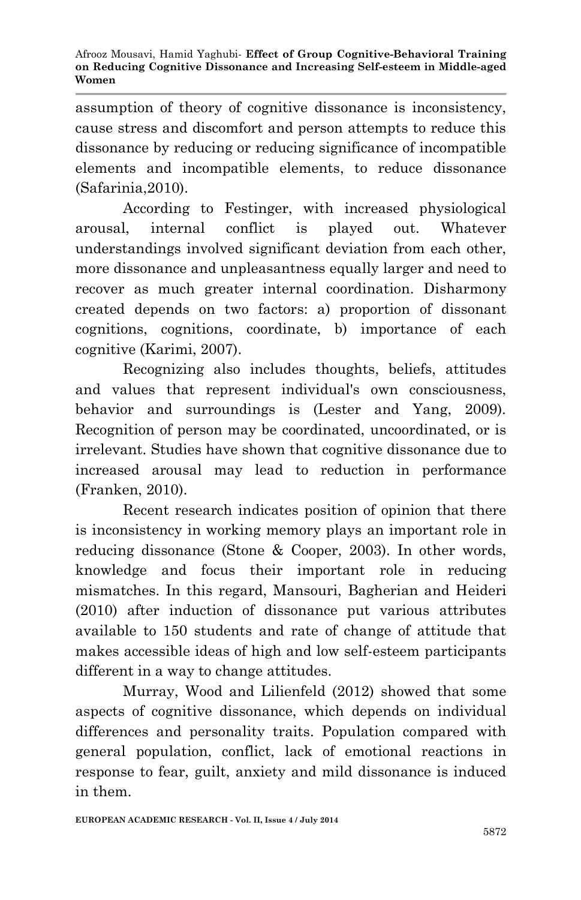assumption of theory of cognitive dissonance is inconsistency, cause stress and discomfort and person attempts to reduce this dissonance by reducing or reducing significance of incompatible elements and incompatible elements, to reduce dissonance (Safarinia,2010).

According to Festinger, with increased physiological arousal, internal conflict is played out. Whatever understandings involved significant deviation from each other, more dissonance and unpleasantness equally larger and need to recover as much greater internal coordination. Disharmony created depends on two factors: a) proportion of dissonant cognitions, cognitions, coordinate, b) importance of each cognitive (Karimi, 2007).

Recognizing also includes thoughts, beliefs, attitudes and values that represent individual's own consciousness, behavior and surroundings is (Lester and Yang, 2009). Recognition of person may be coordinated, uncoordinated, or is irrelevant. Studies have shown that cognitive dissonance due to increased arousal may lead to reduction in performance (Franken, 2010).

Recent research indicates position of opinion that there is inconsistency in working memory plays an important role in reducing dissonance (Stone & Cooper, 2003). In other words, knowledge and focus their important role in reducing mismatches. In this regard, Mansouri, Bagherian and Heideri (2010) after induction of dissonance put various attributes available to 150 students and rate of change of attitude that makes accessible ideas of high and low self-esteem participants different in a way to change attitudes.

Murray, Wood and Lilienfeld (2012) showed that some aspects of cognitive dissonance, which depends on individual differences and personality traits. Population compared with general population, conflict, lack of emotional reactions in response to fear, guilt, anxiety and mild dissonance is induced in them.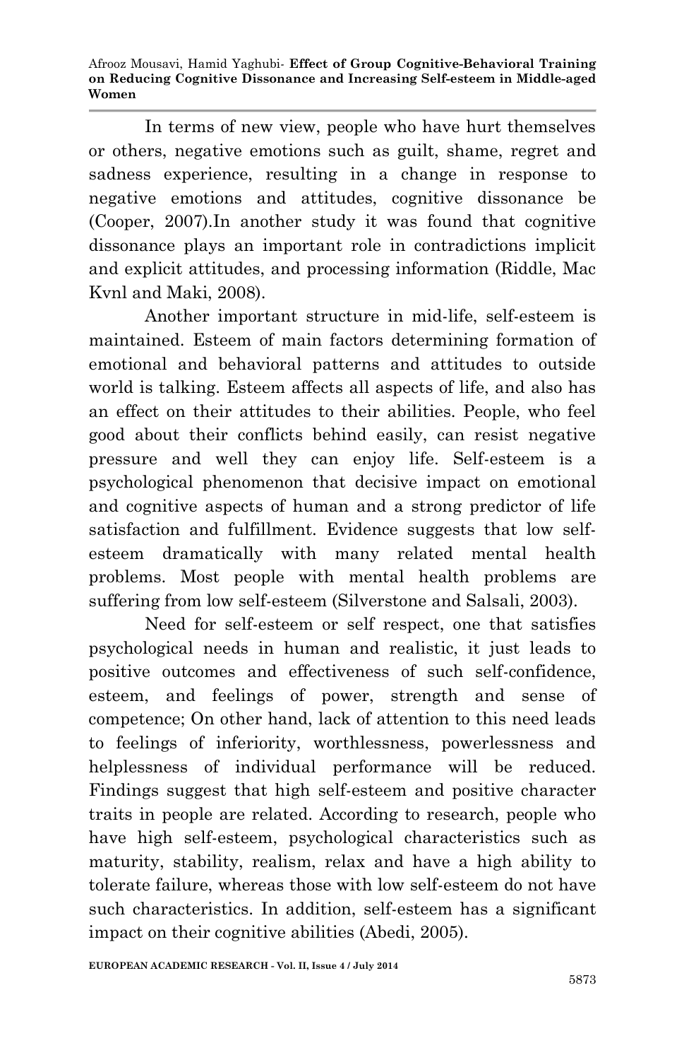In terms of new view, people who have hurt themselves or others, negative emotions such as guilt, shame, regret and sadness experience, resulting in a change in response to negative emotions and attitudes, cognitive dissonance be (Cooper, 2007).In another study it was found that cognitive dissonance plays an important role in contradictions implicit and explicit attitudes, and processing information (Riddle, Mac Kvnl and Maki, 2008).

Another important structure in mid-life, self-esteem is maintained. Esteem of main factors determining formation of emotional and behavioral patterns and attitudes to outside world is talking. Esteem affects all aspects of life, and also has an effect on their attitudes to their abilities. People, who feel good about their conflicts behind easily, can resist negative pressure and well they can enjoy life. Self-esteem is a psychological phenomenon that decisive impact on emotional and cognitive aspects of human and a strong predictor of life satisfaction and fulfillment. Evidence suggests that low self-esteem dramatically with many related mental health problems. Most people with mental health problems are suffering from low self-esteem (Silverstone and Salsali, 2003).

Need for self-esteem or self respect, one that satisfies psychological needs in human and realistic, it just leads to positive outcomes and effectiveness of such self-confidence, esteem, and feelings of power, strength and sense of competence; On other hand, lack of attention to this need leads to feelings of inferiority, worthlessness, powerlessness and helplessness of individual performance will be reduced. Findings suggest that high self-esteem and positive character traits in people are related. According to research, people who have high self-esteem, psychological characteristics such as maturity, stability, realism, relax and have a high ability to tolerate failure, whereas those with low self-esteem do not have such characteristics. In addition, self-esteem has a significant impact on their cognitive abilities (Abedi, 2005).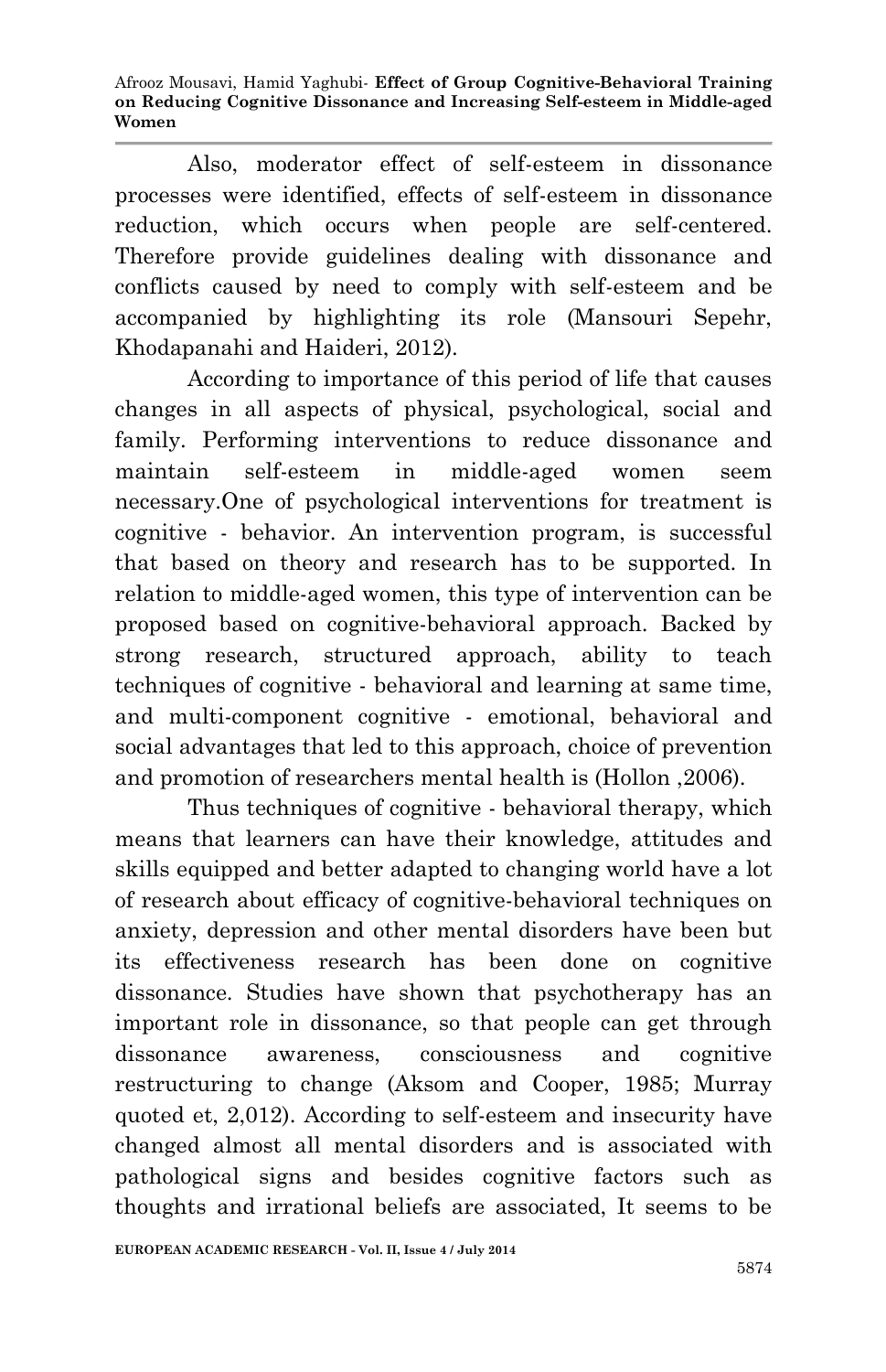Also, moderator effect of self-esteem in dissonance processes were identified, effects of self-esteem in dissonance reduction, which occurs when people are self-centered. Therefore provide guidelines dealing with dissonance and conflicts caused by need to comply with self-esteem and be accompanied by highlighting its role (Mansouri Sepehr, Khodapanahi and Haideri, 2012).

According to importance of this period of life that causes changes in all aspects of physical, psychological, social and family. Performing interventions to reduce dissonance and maintain self-esteem in middle-aged women seem necessary.One of psychological interventions for treatment is cognitive - behavior. An intervention program, is successful that based on theory and research has to be supported. In relation to middle-aged women, this type of intervention can be proposed based on cognitive-behavioral approach. Backed by strong research, structured approach, ability to teach techniques of cognitive - behavioral and learning at same time, and multi-component cognitive - emotional, behavioral and social advantages that led to this approach, choice of prevention and promotion of researchers mental health is (Hollon ,2006).

Thus techniques of cognitive - behavioral therapy, which means that learners can have their knowledge, attitudes and skills equipped and better adapted to changing world have a lot of research about efficacy of cognitive-behavioral techniques on anxiety, depression and other mental disorders have been but its effectiveness research has been done on cognitive dissonance. Studies have shown that psychotherapy has an important role in dissonance, so that people can get through dissonance awareness, consciousness and cognitive restructuring to change (Aksom and Cooper, 1985; Murray quoted et, 2,012). According to self-esteem and insecurity have changed almost all mental disorders and is associated with pathological signs and besides cognitive factors such as thoughts and irrational beliefs are associated, It seems to be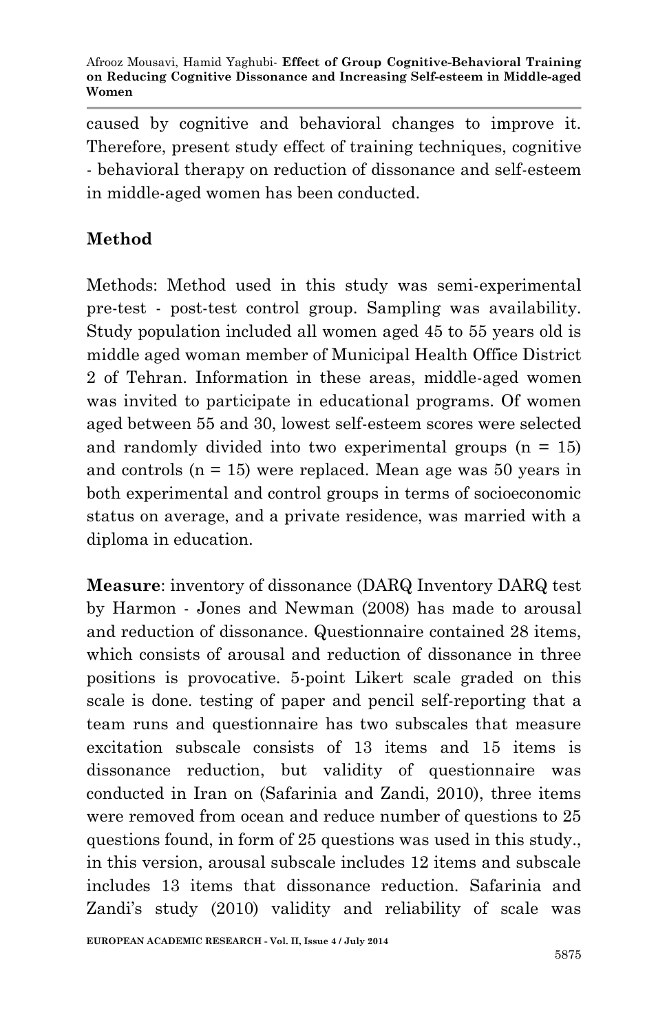caused by cognitive and behavioral changes to improve it. Therefore, present study effect of training techniques, cognitive - behavioral therapy on reduction of dissonance and self-esteem in middle-aged women has been conducted.

## Method

Methods: Method used in this study was semi-experimental pre-test - post-test control group. Sampling was availability. Study population included all women aged 45 to 55 years old is middle aged woman member of Municipal Health Office District 2 of Tehran. Information in these areas, middle-aged women was invited to participate in educational programs. Of women aged between 55 and 30, lowest self-esteem scores were selected and randomly divided into two experimental groups (n = 15) and controls (n = 15) were replaced. Mean age was 50 years in both experimental and control groups in terms of socioeconomic status on average, and a private residence, was married with a diploma in education.

**Measure**: inventory of dissonance (DARQ Inventory DARQ test by Harmon - Jones and Newman (2008) has made to arousal and reduction of dissonance. Questionnaire contained 28 items, which consists of arousal and reduction of dissonance in three positions is provocative. 5-point Likert scale graded on this scale is done. testing of paper and pencil self-reporting that a team runs and questionnaire has two subscales that measure excitation subscale consists of 13 items and 15 items is dissonance reduction, but validity of questionnaire was conducted in Iran on (Safarinia and Zandi, 2010), three items were removed from ocean and reduce number of questions to 25 questions found, in form of 25 questions was used in this study., in this version, arousal subscale includes 12 items and subscale includes 13 items that dissonance reduction. Safarinia and Zandi's study (2010) validity and reliability of scale was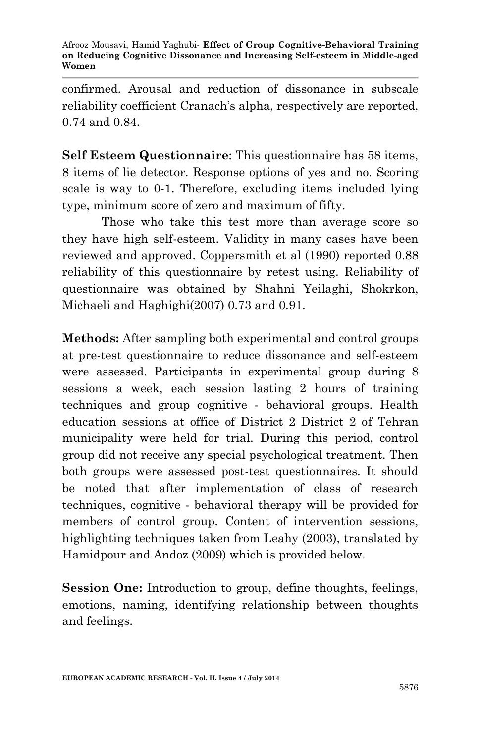confirmed. Arousal and reduction of dissonance in subscale reliability coefficient Cranach's alpha, respectively are reported, 0.74 and 0.84.

**Self Esteem Questionnaire**: This questionnaire has 58 items, 8 items of lie detector. Response options of yes and no. Scoring scale is way to 0-1. Therefore, excluding items included lying type, minimum score of zero and maximum of fifty.

Those who take this test more than average score so they have high self-esteem. Validity in many cases have been reviewed and approved. Coppersmith et al (1990) reported 0.88 reliability of this questionnaire by retest using. Reliability of questionnaire was obtained by Shahni Yeilaghi, Shokrkon, Michaeli and Haghighi(2007) 0.73 and 0.91.

**Methods:** After sampling both experimental and control groups at pre-test questionnaire to reduce dissonance and self-esteem were assessed. Participants in experimental group during 8 sessions a week, each session lasting 2 hours of training techniques and group cognitive - behavioral groups. Health education sessions at office of District 2 District 2 of Tehran municipality were held for trial. During this period, control group did not receive any special psychological treatment. Then both groups were assessed post-test questionnaires. It should be noted that after implementation of class of research techniques, cognitive - behavioral therapy will be provided for members of control group. Content of intervention sessions, highlighting techniques taken from Leahy (2003), translated by Hamidpour and Andoz (2009) which is provided below.

**Session One:** Introduction to group, define thoughts, feelings, emotions, naming, identifying relationship between thoughts and feelings.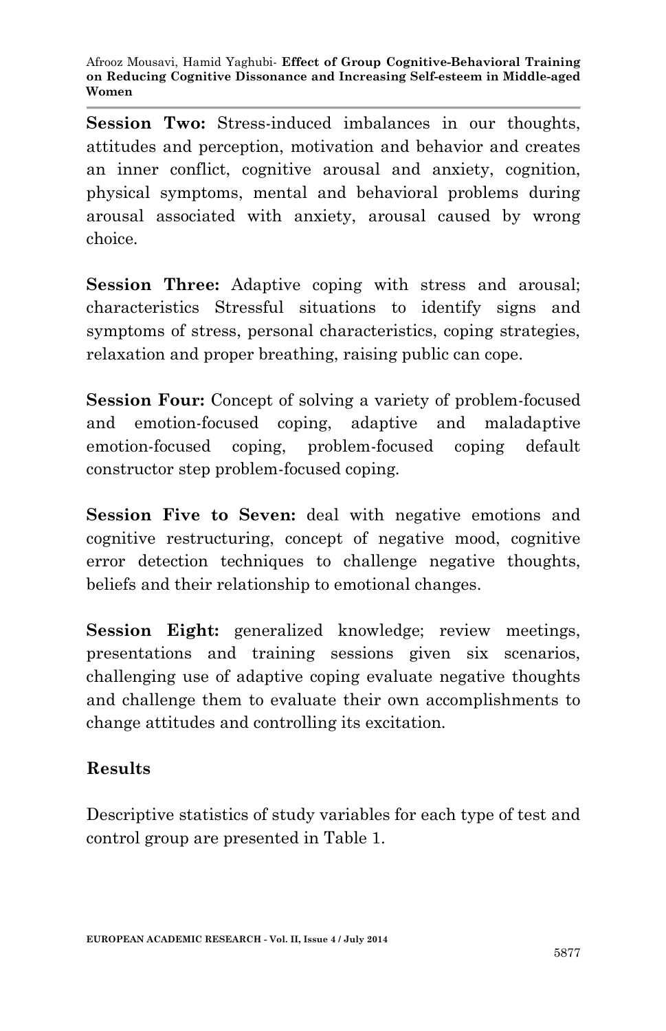**Session Two:** Stress-induced imbalances in our thoughts, attitudes and perception, motivation and behavior and creates an inner conflict, cognitive arousal and anxiety, cognition, physical symptoms, mental and behavioral problems during arousal associated with anxiety, arousal caused by wrong choice.

**Session Three:** Adaptive coping with stress and arousal; characteristics Stressful situations to identify signs and symptoms of stress, personal characteristics, coping strategies, relaxation and proper breathing, raising public can cope.

**Session Four:** Concept of solving a variety of problem-focused and emotion-focused coping, adaptive and maladaptive emotion-focused coping, problem-focused coping default constructor step problem-focused coping.

**Session Five to Seven:** deal with negative emotions and cognitive restructuring, concept of negative mood, cognitive error detection techniques to challenge negative thoughts, beliefs and their relationship to emotional changes.

**Session Eight:** generalized knowledge; review meetings, presentations and training sessions given six scenarios, challenging use of adaptive coping evaluate negative thoughts and challenge them to evaluate their own accomplishments to change attitudes and controlling its excitation.

## Results

Descriptive statistics of study variables for each type of test and control group are presented in Table 1.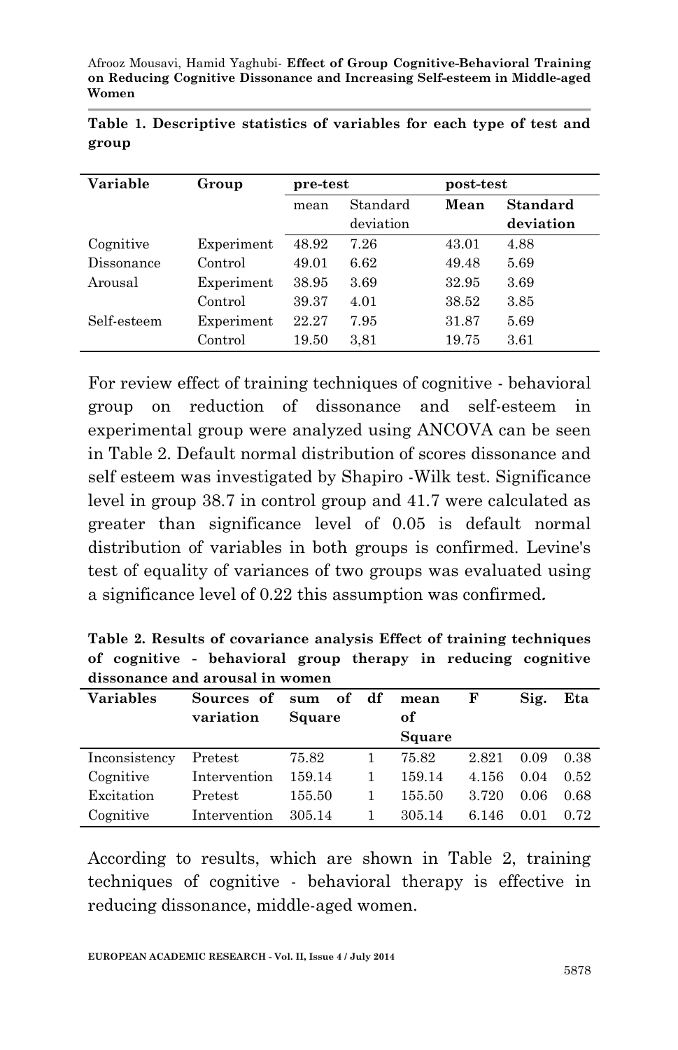**Table 1. Descriptive statistics of variables for each type of test and group**

| Variable | Group | pre-test | | post-test | |
|---|---|---|---|---|---|
| | | mean | Standard deviation | **Mean** | **Standard deviation** |
| Cognitive | Experiment | 48.92 | 7.26 | 43.01 | 4.88 |
| Dissonance | Control | 49.01 | 6.62 | 49.48 | 5.69 |
| Arousal | Experiment | 38.95 | 3.69 | 32.95 | 3.69 |
| | Control | 39.37 | 4.01 | 38.52 | 3.85 |
| Self-esteem | Experiment | 22.27 | 7.95 | 31.87 | 5.69 |
| | Control | 19.50 | 3,81 | 19.75 | 3.61 |

For review effect of training techniques of cognitive - behavioral group on reduction of dissonance and self-esteem in experimental group were analyzed using ANCOVA can be seen in Table 2. Default normal distribution of scores dissonance and self esteem was investigated by Shapiro -Wilk test. Significance level in group 38.7 in control group and 41.7 were calculated as greater than significance level of 0.05 is default normal distribution of variables in both groups is confirmed. Levine's test of equality of variances of two groups was evaluated using a significance level of 0.22 this assumption was confirmed.

**Table 2. Results of covariance analysis Effect of training techniques of cognitive - behavioral group therapy in reducing cognitive dissonance and arousal in women**

| Variables | Sources of variation | sum of Square | df | mean of Square | F | Sig. | Eta |
|---|---|---|---|---|---|---|---|
| Inconsistency | Pretest | 75.82 | 1 | 75.82 | 2.821 | 0.09 | 0.38 |
| Cognitive | Intervention | 159.14 | 1 | 159.14 | 4.156 | 0.04 | 0.52 |
| Excitation | Pretest | 155.50 | 1 | 155.50 | 3.720 | 0.06 | 0.68 |
| Cognitive | Intervention | 305.14 | 1 | 305.14 | 6.146 | 0.01 | 0.72 |

According to results, which are shown in Table 2, training techniques of cognitive - behavioral therapy is effective in reducing dissonance, middle-aged women.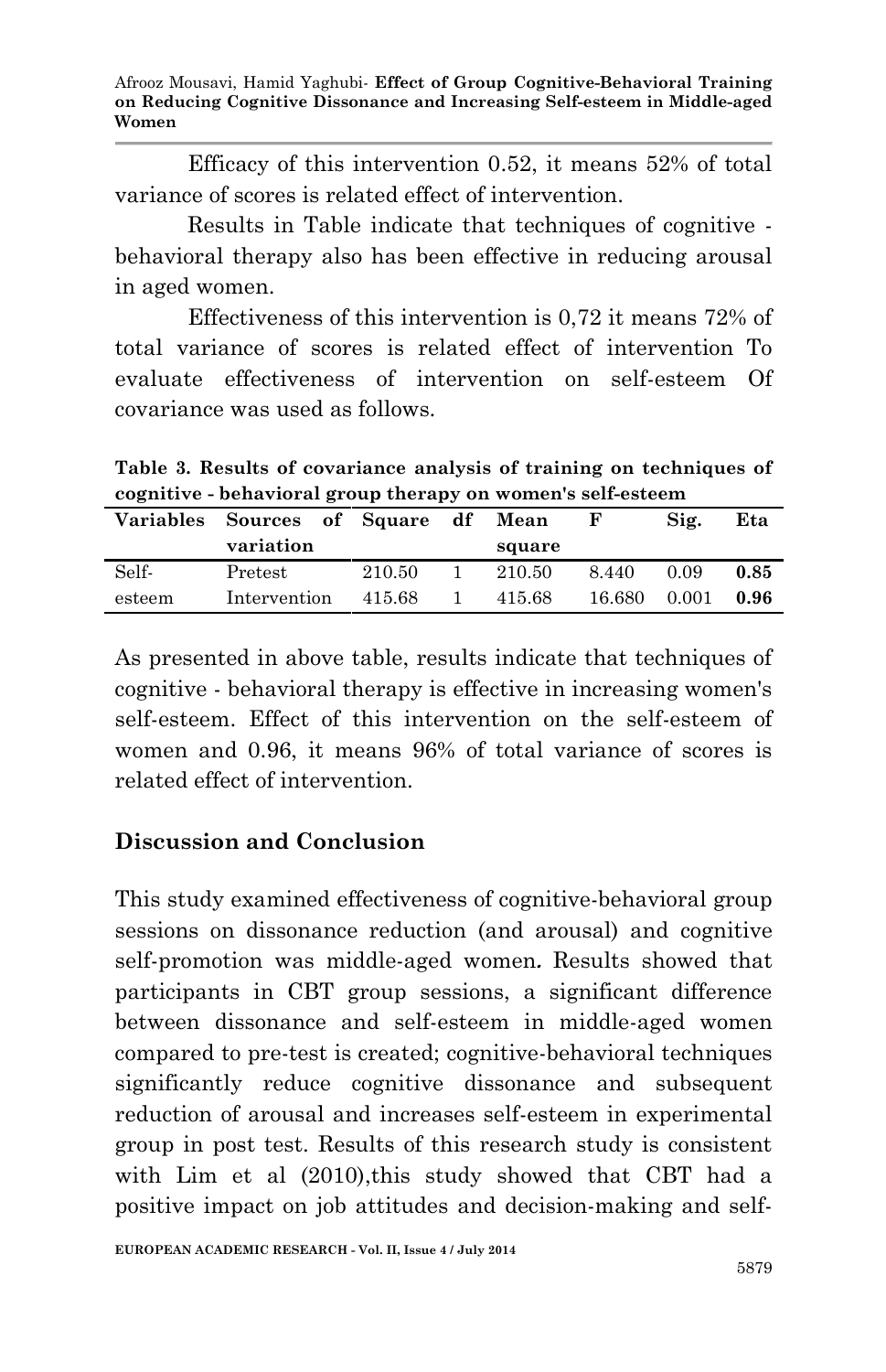Efficacy of this intervention 0.52, it means 52% of total variance of scores is related effect of intervention.

Results in Table indicate that techniques of cognitive - behavioral therapy also has been effective in reducing arousal in aged women.

Effectiveness of this intervention is 0,72 it means 72% of total variance of scores is related effect of intervention To evaluate effectiveness of intervention on self-esteem Of covariance was used as follows.

**Table 3. Results of covariance analysis of training on techniques of cognitive - behavioral group therapy on women's self-esteem**

| Variables | Sources of variation | Square | df | Mean square | F | Sig. | Eta |
|---|---|---|---|---|---|---|---|
| Self-esteem | Pretest | 210.50 | 1 | 210.50 | 8.440 | 0.09 | **0.85** |
| | Intervention | 415.68 | 1 | 415.68 | 16.680 | 0.001 | **0.96** |

As presented in above table, results indicate that techniques of cognitive - behavioral therapy is effective in increasing women's self-esteem. Effect of this intervention on the self-esteem of women and 0.96, it means 96% of total variance of scores is related effect of intervention.

## Discussion and Conclusion

This study examined effectiveness of cognitive-behavioral group sessions on dissonance reduction (and arousal) and cognitive self-promotion was middle-aged women. Results showed that participants in CBT group sessions, a significant difference between dissonance and self-esteem in middle-aged women compared to pre-test is created; cognitive-behavioral techniques significantly reduce cognitive dissonance and subsequent reduction of arousal and increases self-esteem in experimental group in post test. Results of this research study is consistent with Lim et al (2010),this study showed that CBT had a positive impact on job attitudes and decision-making and self-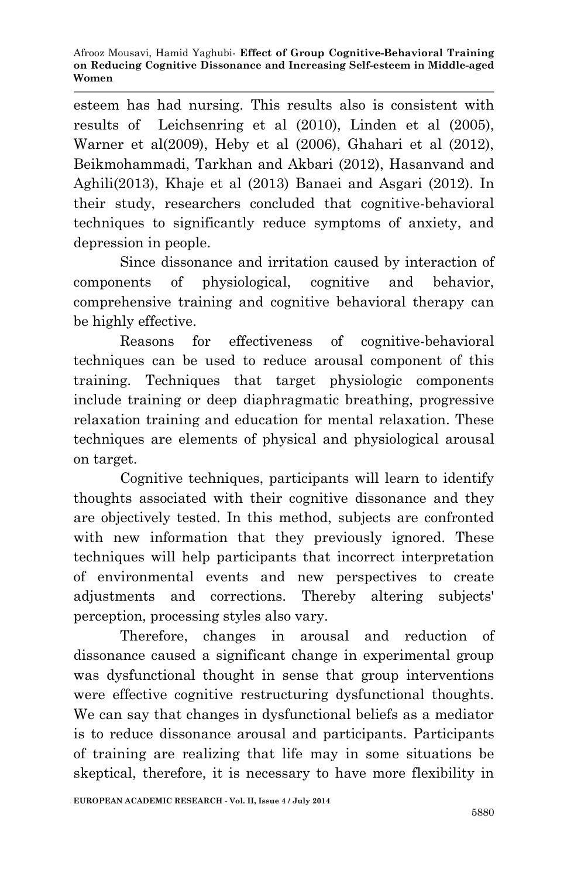esteem has had nursing. This results also is consistent with results of Leichsenring et al (2010), Linden et al (2005), Warner et al(2009), Heby et al (2006), Ghahari et al (2012), Beikmohammadi, Tarkhan and Akbari (2012), Hasanvand and Aghili(2013), Khaje et al (2013) Banaei and Asgari (2012). In their study, researchers concluded that cognitive-behavioral techniques to significantly reduce symptoms of anxiety, and depression in people.

Since dissonance and irritation caused by interaction of components of physiological, cognitive and behavior, comprehensive training and cognitive behavioral therapy can be highly effective.

Reasons for effectiveness of cognitive-behavioral techniques can be used to reduce arousal component of this training. Techniques that target physiologic components include training or deep diaphragmatic breathing, progressive relaxation training and education for mental relaxation. These techniques are elements of physical and physiological arousal on target.

Cognitive techniques, participants will learn to identify thoughts associated with their cognitive dissonance and they are objectively tested. In this method, subjects are confronted with new information that they previously ignored. These techniques will help participants that incorrect interpretation of environmental events and new perspectives to create adjustments and corrections. Thereby altering subjects' perception, processing styles also vary.

Therefore, changes in arousal and reduction of dissonance caused a significant change in experimental group was dysfunctional thought in sense that group interventions were effective cognitive restructuring dysfunctional thoughts. We can say that changes in dysfunctional beliefs as a mediator is to reduce dissonance arousal and participants. Participants of training are realizing that life may in some situations be skeptical, therefore, it is necessary to have more flexibility in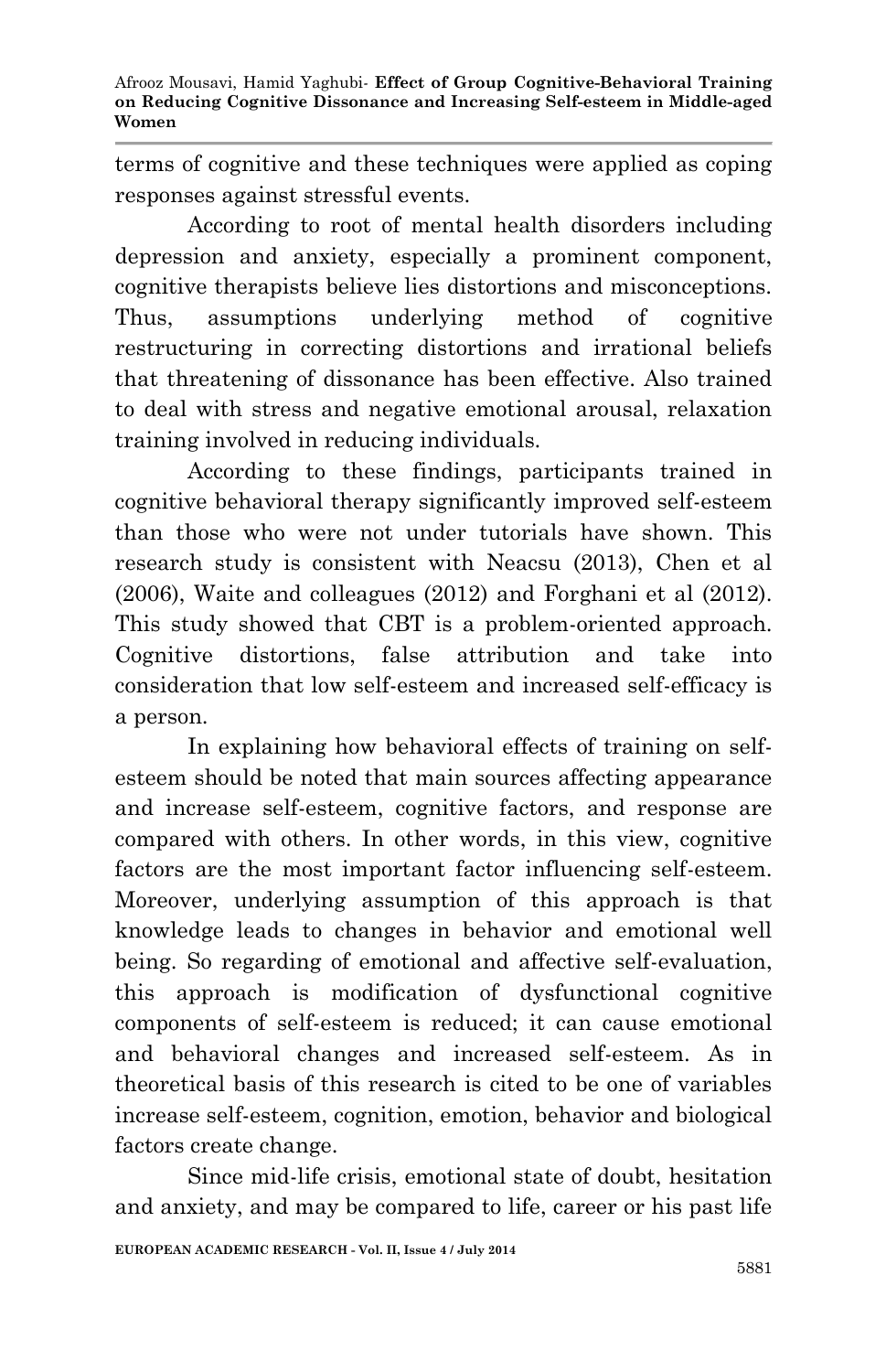terms of cognitive and these techniques were applied as coping responses against stressful events.

According to root of mental health disorders including depression and anxiety, especially a prominent component, cognitive therapists believe lies distortions and misconceptions. Thus, assumptions underlying method of cognitive restructuring in correcting distortions and irrational beliefs that threatening of dissonance has been effective. Also trained to deal with stress and negative emotional arousal, relaxation training involved in reducing individuals.

According to these findings, participants trained in cognitive behavioral therapy significantly improved self-esteem than those who were not under tutorials have shown. This research study is consistent with Neacsu (2013), Chen et al (2006), Waite and colleagues (2012) and Forghani et al (2012). This study showed that CBT is a problem-oriented approach. Cognitive distortions, false attribution and take into consideration that low self-esteem and increased self-efficacy is a person.

In explaining how behavioral effects of training on self-esteem should be noted that main sources affecting appearance and increase self-esteem, cognitive factors, and response are compared with others. In other words, in this view, cognitive factors are the most important factor influencing self-esteem. Moreover, underlying assumption of this approach is that knowledge leads to changes in behavior and emotional well being. So regarding of emotional and affective self-evaluation, this approach is modification of dysfunctional cognitive components of self-esteem is reduced; it can cause emotional and behavioral changes and increased self-esteem. As in theoretical basis of this research is cited to be one of variables increase self-esteem, cognition, emotion, behavior and biological factors create change.

Since mid-life crisis, emotional state of doubt, hesitation and anxiety, and may be compared to life, career or his past life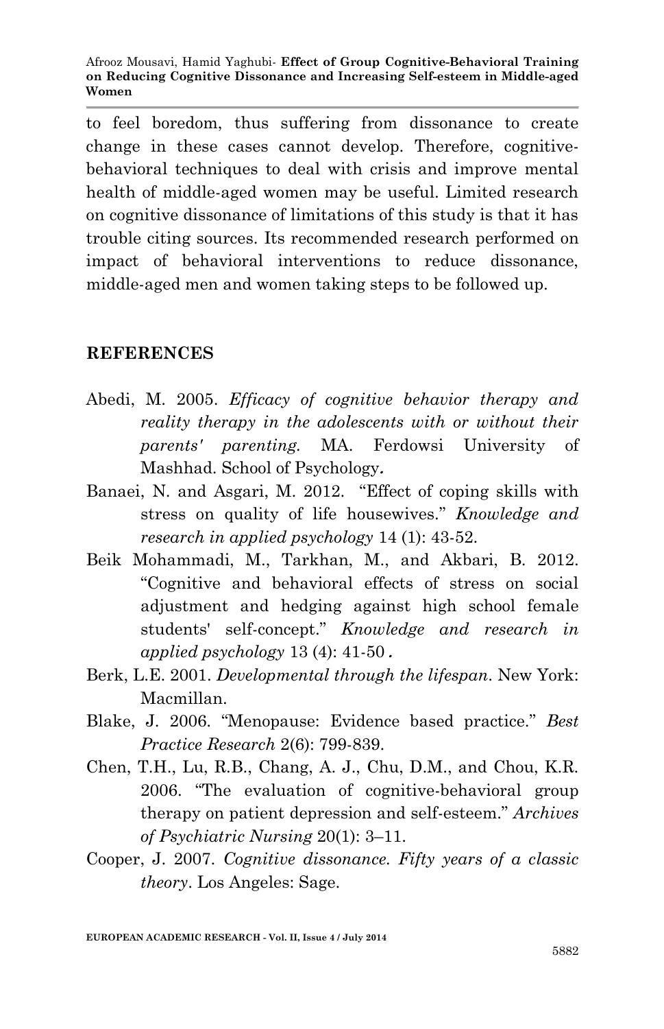to feel boredom, thus suffering from dissonance to create change in these cases cannot develop. Therefore, cognitive-behavioral techniques to deal with crisis and improve mental health of middle-aged women may be useful. Limited research on cognitive dissonance of limitations of this study is that it has trouble citing sources. Its recommended research performed on impact of behavioral interventions to reduce dissonance, middle-aged men and women taking steps to be followed up.

## REFERENCES

Abedi, M. 2005. *Efficacy of cognitive behavior therapy and reality therapy in the adolescents with or without their parents' parenting.* MA. Ferdowsi University of Mashhad. School of Psychology*.*

Banaei, N. and Asgari, M. 2012. "Effect of coping skills with stress on quality of life housewives." *Knowledge and research in applied psychology* 14 (1): 43-52.

Beik Mohammadi, M., Tarkhan, M., and Akbari, B. 2012. "Cognitive and behavioral effects of stress on social adjustment and hedging against high school female students' self-concept." *Knowledge and research in applied psychology* 13 (4): 41-50*.*

Berk, L.E. 2001. *Developmental through the lifespan*. New York: Macmillan.

Blake, J. 2006. "Menopause: Evidence based practice." *Best Practice Research* 2(6): 799-839.

Chen, T.H., Lu, R.B., Chang, A. J., Chu, D.M., and Chou, K.R. 2006. "The evaluation of cognitive-behavioral group therapy on patient depression and self-esteem." *Archives of Psychiatric Nursing* 20(1): 3–11.

Cooper, J. 2007. *Cognitive dissonance. Fifty years of a classic theory*. Los Angeles: Sage.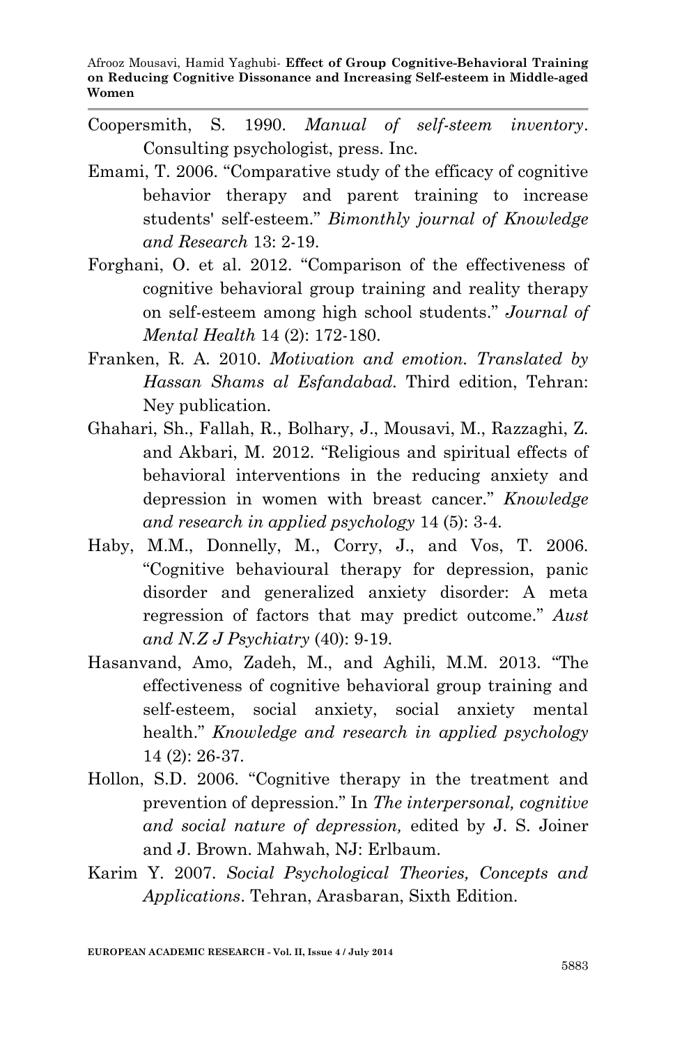Coopersmith, S. 1990. *Manual of self-steem inventory*. Consulting psychologist, press. Inc.

Emami, T. 2006. "Comparative study of the efficacy of cognitive behavior therapy and parent training to increase students' self-esteem." *Bimonthly journal of Knowledge and Research* 13: 2-19.

Forghani, O. et al. 2012. "Comparison of the effectiveness of cognitive behavioral group training and reality therapy on self-esteem among high school students." *Journal of Mental Health* 14 (2): 172-180.

Franken, R. A. 2010. *Motivation and emotion. Translated by Hassan Shams al Esfandabad*. Third edition, Tehran: Ney publication.

Ghahari, Sh., Fallah, R., Bolhary, J., Mousavi, M., Razzaghi, Z. and Akbari, M. 2012. "Religious and spiritual effects of behavioral interventions in the reducing anxiety and depression in women with breast cancer." *Knowledge and research in applied psychology* 14 (5): 3-4.

Haby, M.M., Donnelly, M., Corry, J., and Vos, T. 2006. "Cognitive behavioural therapy for depression, panic disorder and generalized anxiety disorder: A meta regression of factors that may predict outcome." *Aust and N.Z J Psychiatry* (40): 9-19.

Hasanvand, Amo, Zadeh, M., and Aghili, M.M. 2013. "The effectiveness of cognitive behavioral group training and self-esteem, social anxiety, social anxiety mental health." *Knowledge and research in applied psychology* 14 (2): 26-37.

Hollon, S.D. 2006. "Cognitive therapy in the treatment and prevention of depression." In *The interpersonal, cognitive and social nature of depression,* edited by J. S. Joiner and J. Brown. Mahwah, NJ: Erlbaum.

Karim Y. 2007. *Social Psychological Theories, Concepts and Applications*. Tehran, Arasbaran, Sixth Edition.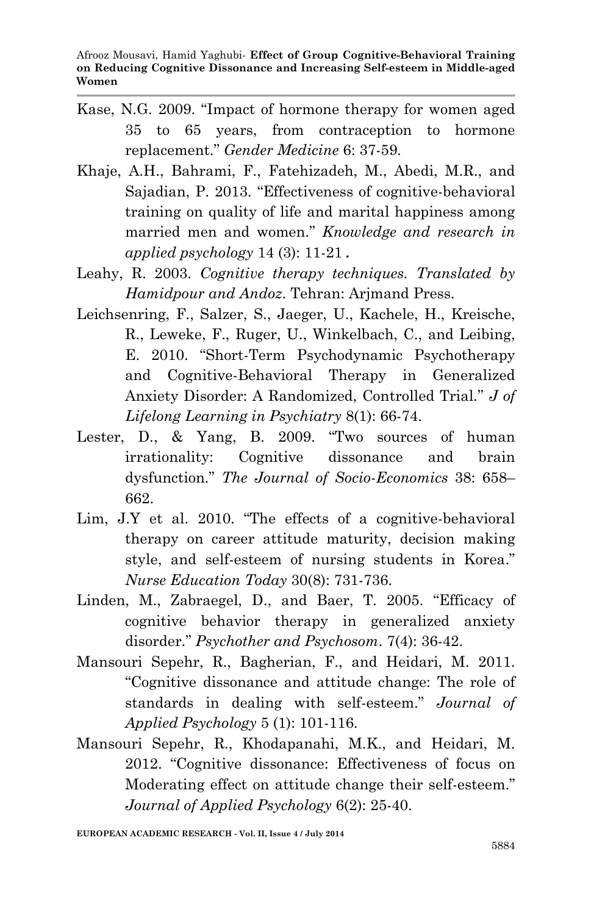Kase, N.G. 2009. "Impact of hormone therapy for women aged 35 to 65 years, from contraception to hormone replacement." *Gender Medicine* 6: 37-59.

Khaje, A.H., Bahrami, F., Fatehizadeh, M., Abedi, M.R., and Sajadian, P. 2013. "Effectiveness of cognitive-behavioral training on quality of life and marital happiness among married men and women." *Knowledge and research in applied psychology* 14 (3): 11-21*.*

Leahy, R. 2003. *Cognitive therapy techniques. Translated by Hamidpour and Andoz*. Tehran: Arjmand Press.

Leichsenring, F., Salzer, S., Jaeger, U., Kachele, H., Kreische, R., Leweke, F., Ruger, U., Winkelbach, C., and Leibing, E. 2010. "Short-Term Psychodynamic Psychotherapy and Cognitive-Behavioral Therapy in Generalized Anxiety Disorder: A Randomized, Controlled Trial." *J of Lifelong Learning in Psychiatry* 8(1): 66-74.

Lester, D., & Yang, B. 2009. "Two sources of human irrationality: Cognitive dissonance and brain dysfunction." *The Journal of Socio-Economics* 38: 658–662.

Lim, J.Y et al. 2010. "The effects of a cognitive-behavioral therapy on career attitude maturity, decision making style, and self-esteem of nursing students in Korea." *Nurse Education Today* 30(8): 731-736.

Linden, M., Zabraegel, D., and Baer, T. 2005. "Efficacy of cognitive behavior therapy in generalized anxiety disorder." *Psychother and Psychosom*. 7(4): 36-42.

Mansouri Sepehr, R., Bagherian, F., and Heidari, M. 2011. "Cognitive dissonance and attitude change: The role of standards in dealing with self-esteem." *Journal of Applied Psychology* 5 (1): 101-116.

Mansouri Sepehr, R., Khodapanahi, M.K., and Heidari, M. 2012. "Cognitive dissonance: Effectiveness of focus on Moderating effect on attitude change their self-esteem." *Journal of Applied Psychology* 6(2): 25-40.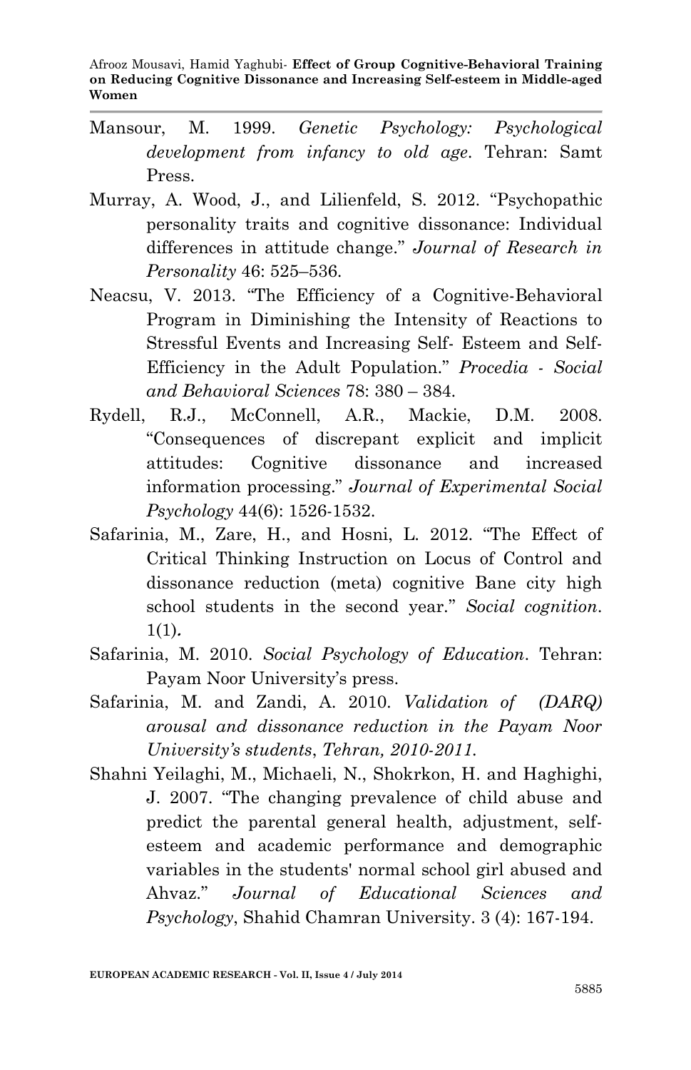Mansour, M. 1999. *Genetic Psychology: Psychological development from infancy to old age*. Tehran: Samt Press.

Murray, A. Wood, J., and Lilienfeld, S. 2012. "Psychopathic personality traits and cognitive dissonance: Individual differences in attitude change." *Journal of Research in Personality* 46: 525–536.

Neacsu, V. 2013. "The Efficiency of a Cognitive-Behavioral Program in Diminishing the Intensity of Reactions to Stressful Events and Increasing Self- Esteem and Self-Efficiency in the Adult Population." *Procedia - Social and Behavioral Sciences* 78: 380 – 384.

Rydell, R.J., McConnell, A.R., Mackie, D.M. 2008. "Consequences of discrepant explicit and implicit attitudes: Cognitive dissonance and increased information processing." *Journal of Experimental Social Psychology* 44(6): 1526-1532.

Safarinia, M., Zare, H., and Hosni, L. 2012. "The Effect of Critical Thinking Instruction on Locus of Control and dissonance reduction (meta) cognitive Bane city high school students in the second year." *Social cognition*. 1(1)**.**

Safarinia, M. 2010. *Social Psychology of Education*. Tehran: Payam Noor University's press.

Safarinia, M. and Zandi, A. 2010. *Validation of (DARQ) arousal and dissonance reduction in the Payam Noor University's students*, *Tehran, 2010-2011.*

Shahni Yeilaghi, M., Michaeli, N., Shokrkon, H. and Haghighi, J. 2007. "The changing prevalence of child abuse and predict the parental general health, adjustment, self-esteem and academic performance and demographic variables in the students' normal school girl abused and Ahvaz." *Journal of Educational Sciences and Psychology*, Shahid Chamran University. 3 (4): 167-194.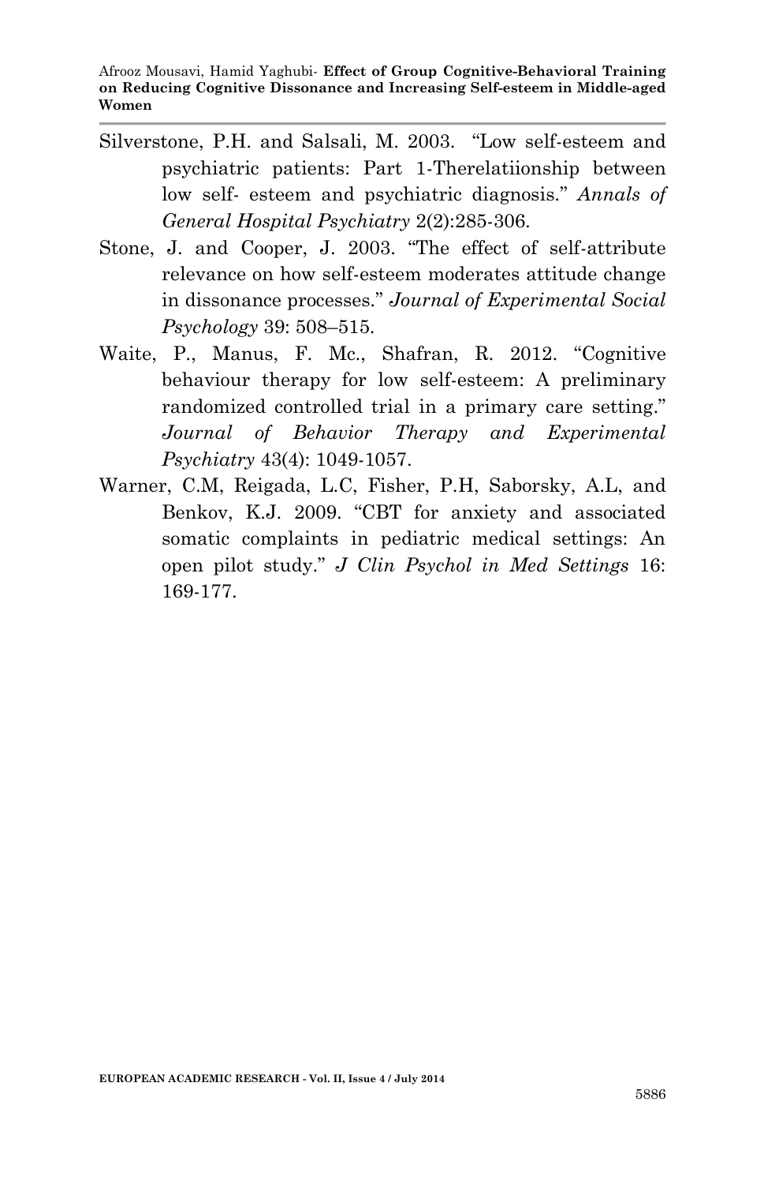Silverstone, P.H. and Salsali, M. 2003. "Low self-esteem and psychiatric patients: Part 1-Therelatiionship between low self- esteem and psychiatric diagnosis." *Annals of General Hospital Psychiatry* 2(2):285-306.

Stone, J. and Cooper, J. 2003. "The effect of self-attribute relevance on how self-esteem moderates attitude change in dissonance processes." *Journal of Experimental Social Psychology* 39: 508–515.

Waite, P., Manus, F. Mc., Shafran, R. 2012. "Cognitive behaviour therapy for low self-esteem: A preliminary randomized controlled trial in a primary care setting." *Journal of Behavior Therapy and Experimental Psychiatry* 43(4): 1049-1057.

Warner, C.M, Reigada, L.C, Fisher, P.H, Saborsky, A.L, and Benkov, K.J. 2009. "CBT for anxiety and associated somatic complaints in pediatric medical settings: An open pilot study." *J Clin Psychol in Med Settings* 16: 169-177.